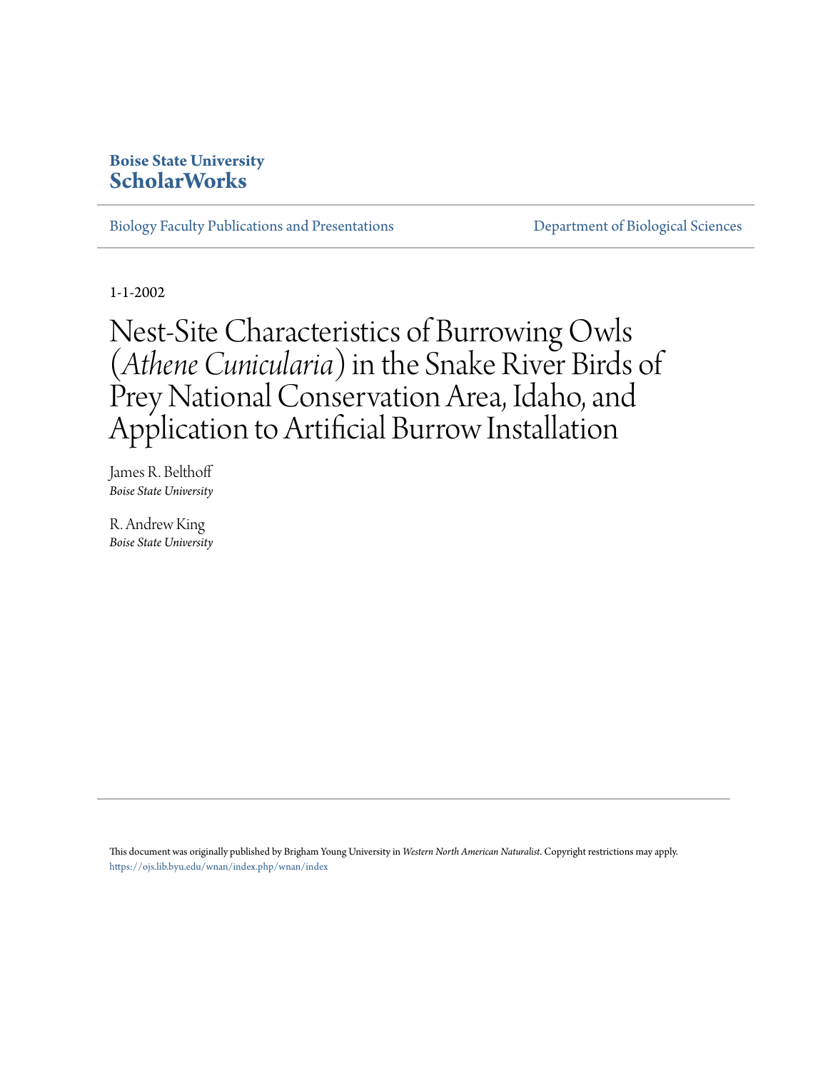**Boise State University**
**ScholarWorks**

Biology Faculty Publications and Presentations | Department of Biological Sciences

1-1-2002

# Nest-Site Characteristics of Burrowing Owls (*Athene Cunicularia*) in the Snake River Birds of Prey National Conservation Area, Idaho, and Application to Artificial Burrow Installation

James R. Belthoff
*Boise State University*

R. Andrew King
*Boise State University*

This document was originally published by Brigham Young University in *Western North American Naturalist*. Copyright restrictions may apply. https://ojs.lib.byu.edu/wnan/index.php/wnan/index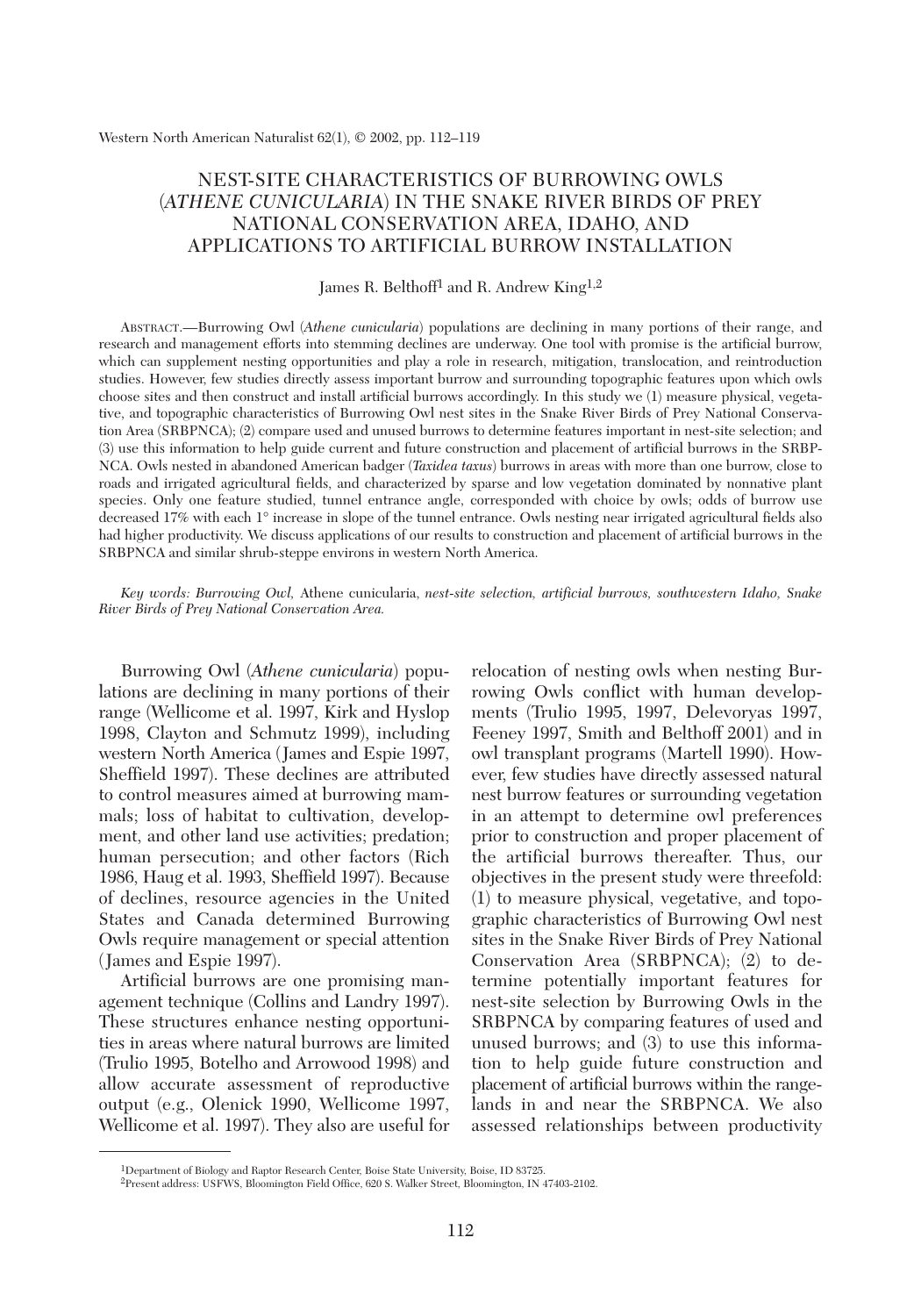# NEST-SITE CHARACTERISTICS OF BURROWING OWLS (*ATHENE CUNICULARIA*) IN THE SNAKE RIVER BIRDS OF PREY NATIONAL CONSERVATION AREA, IDAHO, AND APPLICATIONS TO ARTIFICIAL BURROW INSTALLATION

James R. Belthoff[1] and R. Andrew King[1,2]

ABSTRACT.—Burrowing Owl (*Athene cunicularia*) populations are declining in many portions of their range, and research and management efforts into stemming declines are underway. One tool with promise is the artificial burrow, which can supplement nesting opportunities and play a role in research, mitigation, translocation, and reintroduction studies. However, few studies directly assess important burrow and surrounding topographic features upon which owls choose sites and then construct and install artificial burrows accordingly. In this study we (1) measure physical, vegetative, and topographic characteristics of Burrowing Owl nest sites in the Snake River Birds of Prey National Conservation Area (SRBPNCA); (2) compare used and unused burrows to determine features important in nest-site selection; and (3) use this information to help guide current and future construction and placement of artificial burrows in the SRBPNCA. Owls nested in abandoned American badger (*Taxidea taxus*) burrows in areas with more than one burrow, close to roads and irrigated agricultural fields, and characterized by sparse and low vegetation dominated by nonnative plant species. Only one feature studied, tunnel entrance angle, corresponded with choice by owls; odds of burrow use decreased 17% with each 1° increase in slope of the tunnel entrance. Owls nesting near irrigated agricultural fields also had higher productivity. We discuss applications of our results to construction and placement of artificial burrows in the SRBPNCA and similar shrub-steppe environs in western North America.

*Key words: Burrowing Owl,* Athene cunicularia, *nest-site selection, artificial burrows, southwestern Idaho, Snake River Birds of Prey National Conservation Area.*

Burrowing Owl (*Athene cunicularia*) populations are declining in many portions of their range (Wellicome et al. 1997, Kirk and Hyslop 1998, Clayton and Schmutz 1999), including western North America (James and Espie 1997, Sheffield 1997). These declines are attributed to control measures aimed at burrowing mammals; loss of habitat to cultivation, development, and other land use activities; predation; human persecution; and other factors (Rich 1986, Haug et al. 1993, Sheffield 1997). Because of declines, resource agencies in the United States and Canada determined Burrowing Owls require management or special attention (James and Espie 1997).

Artificial burrows are one promising management technique (Collins and Landry 1997). These structures enhance nesting opportunities in areas where natural burrows are limited (Trulio 1995, Botelho and Arrowood 1998) and allow accurate assessment of reproductive output (e.g., Olenick 1990, Wellicome 1997, Wellicome et al. 1997). They also are useful for relocation of nesting owls when nesting Burrowing Owls conflict with human developments (Trulio 1995, 1997, Delevoryas 1997, Feeney 1997, Smith and Belthoff 2001) and in owl transplant programs (Martell 1990). However, few studies have directly assessed natural nest burrow features or surrounding vegetation in an attempt to determine owl preferences prior to construction and proper placement of the artificial burrows thereafter. Thus, our objectives in the present study were threefold: (1) to measure physical, vegetative, and topographic characteristics of Burrowing Owl nest sites in the Snake River Birds of Prey National Conservation Area (SRBPNCA); (2) to determine potentially important features for nest-site selection by Burrowing Owls in the SRBPNCA by comparing features of used and unused burrows; and (3) to use this information to help guide future construction and placement of artificial burrows within the rangelands in and near the SRBPNCA. We also assessed relationships between productivity

[1]Department of Biology and Raptor Research Center, Boise State University, Boise, ID 83725.
[2]Present address: USFWS, Bloomington Field Office, 620 S. Walker Street, Bloomington, IN 47403-2102.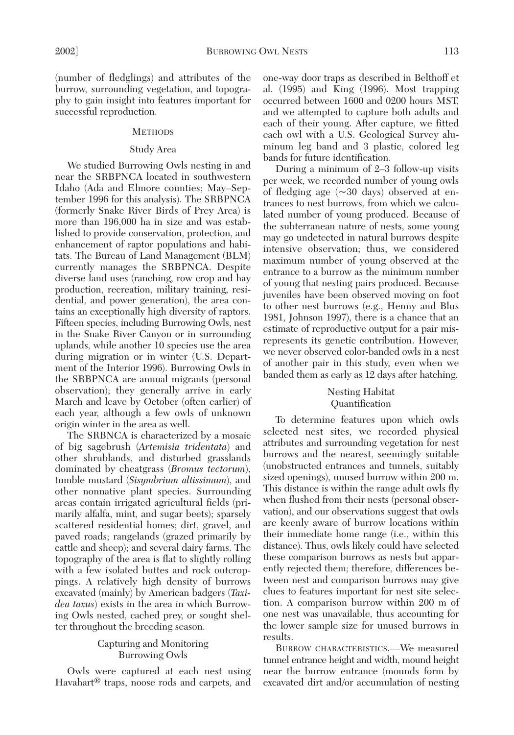(number of fledglings) and attributes of the burrow, surrounding vegetation, and topography to gain insight into features important for successful reproduction.

## Methods

### Study Area

We studied Burrowing Owls nesting in and near the SRBPNCA located in southwestern Idaho (Ada and Elmore counties; May–September 1996 for this analysis). The SRBPNCA (formerly Snake River Birds of Prey Area) is more than 196,000 ha in size and was established to provide conservation, protection, and enhancement of raptor populations and habitats. The Bureau of Land Management (BLM) currently manages the SRBPNCA. Despite diverse land uses (ranching, row crop and hay production, recreation, military training, residential, and power generation), the area contains an exceptionally high diversity of raptors. Fifteen species, including Burrowing Owls, nest in the Snake River Canyon or in surrounding uplands, while another 10 species use the area during migration or in winter (U.S. Department of the Interior 1996). Burrowing Owls in the SRBPNCA are annual migrants (personal observation); they generally arrive in early March and leave by October (often earlier) of each year, although a few owls of unknown origin winter in the area as well.

The SRBNCA is characterized by a mosaic of big sagebrush (*Artemisia tridentata*) and other shrublands, and disturbed grasslands dominated by cheatgrass (*Bromus tectorum*), tumble mustard (*Sisymbrium altissimum*), and other nonnative plant species. Surrounding areas contain irrigated agricultural fields (primarily alfalfa, mint, and sugar beets); sparsely scattered residential homes; dirt, gravel, and paved roads; rangelands (grazed primarily by cattle and sheep); and several dairy farms. The topography of the area is flat to slightly rolling with a few isolated buttes and rock outcroppings. A relatively high density of burrows excavated (mainly) by American badgers (*Taxidea taxus*) exists in the area in which Burrowing Owls nested, cached prey, or sought shelter throughout the breeding season.

### Capturing and Monitoring Burrowing Owls

Owls were captured at each nest using Havahart® traps, noose rods and carpets, and one-way door traps as described in Belthoff et al. (1995) and King (1996). Most trapping occurred between 1600 and 0200 hours MST, and we attempted to capture both adults and each of their young. After capture, we fitted each owl with a U.S. Geological Survey aluminum leg band and 3 plastic, colored leg bands for future identification.

During a minimum of 2–3 follow-up visits per week, we recorded number of young owls of fledging age (~30 days) observed at entrances to nest burrows, from which we calculated number of young produced. Because of the subterranean nature of nests, some young may go undetected in natural burrows despite intensive observation; thus, we considered maximum number of young observed at the entrance to a burrow as the minimum number of young that nesting pairs produced. Because juveniles have been observed moving on foot to other nest burrows (e.g., Henny and Blus 1981, Johnson 1997), there is a chance that an estimate of reproductive output for a pair misrepresents its genetic contribution. However, we never observed color-banded owls in a nest of another pair in this study, even when we banded them as early as 12 days after hatching.

### Nesting Habitat Quantification

To determine features upon which owls selected nest sites, we recorded physical attributes and surrounding vegetation for nest burrows and the nearest, seemingly suitable (unobstructed entrances and tunnels, suitably sized openings), unused burrow within 200 m. This distance is within the range adult owls fly when flushed from their nests (personal observation), and our observations suggest that owls are keenly aware of burrow locations within their immediate home range (i.e., within this distance). Thus, owls likely could have selected these comparison burrows as nests but apparently rejected them; therefore, differences between nest and comparison burrows may give clues to features important for nest site selection. A comparison burrow within 200 m of one nest was unavailable, thus accounting for the lower sample size for unused burrows in results.

Burrow characteristics.—We measured tunnel entrance height and width, mound height near the burrow entrance (mounds form by excavated dirt and/or accumulation of nesting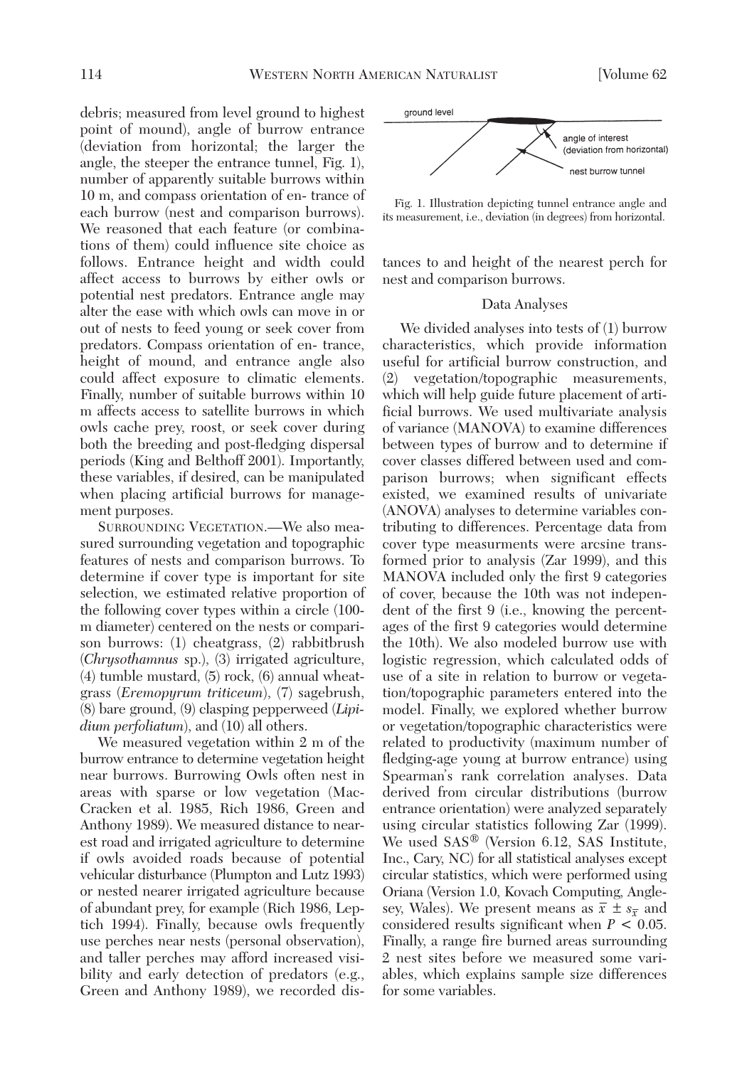debris; measured from level ground to highest point of mound), angle of burrow entrance (deviation from horizontal; the larger the angle, the steeper the entrance tunnel, Fig. 1), number of apparently suitable burrows within 10 m, and compass orientation of en- trance of each burrow (nest and comparison burrows). We reasoned that each feature (or combinations of them) could influence site choice as follows. Entrance height and width could affect access to burrows by either owls or potential nest predators. Entrance angle may alter the ease with which owls can move in or out of nests to feed young or seek cover from predators. Compass orientation of en- trance, height of mound, and entrance angle also could affect exposure to climatic elements. Finally, number of suitable burrows within 10 m affects access to satellite burrows in which owls cache prey, roost, or seek cover during both the breeding and post-fledging dispersal periods (King and Belthoff 2001). Importantly, these variables, if desired, can be manipulated when placing artificial burrows for management purposes.

SURROUNDING VEGETATION.—We also measured surrounding vegetation and topographic features of nests and comparison burrows. To determine if cover type is important for site selection, we estimated relative proportion of the following cover types within a circle (100-m diameter) centered on the nests or comparison burrows: (1) cheatgrass, (2) rabbitbrush (*Chrysothamnus* sp.), (3) irrigated agriculture, (4) tumble mustard, (5) rock, (6) annual wheatgrass (*Eremopyrum triticeum*), (7) sagebrush, (8) bare ground, (9) clasping pepperweed (*Lipidium perfoliatum*), and (10) all others.

We measured vegetation within 2 m of the burrow entrance to determine vegetation height near burrows. Burrowing Owls often nest in areas with sparse or low vegetation (MacCracken et al. 1985, Rich 1986, Green and Anthony 1989). We measured distance to nearest road and irrigated agriculture to determine if owls avoided roads because of potential vehicular disturbance (Plumpton and Lutz 1993) or nested nearer irrigated agriculture because of abundant prey, for example (Rich 1986, Leptich 1994). Finally, because owls frequently use perches near nests (personal observation), and taller perches may afford increased visibility and early detection of predators (e.g., Green and Anthony 1989), we recorded distances to and height of the nearest perch for nest and comparison burrows.

ground level

angle of interest (deviation from horizontal)

nest burrow tunnel

Fig. 1. Illustration depicting tunnel entrance angle and its measurement, i.e., deviation (in degrees) from horizontal.

### Data Analyses

We divided analyses into tests of (1) burrow characteristics, which provide information useful for artificial burrow construction, and (2) vegetation/topographic measurements, which will help guide future placement of artificial burrows. We used multivariate analysis of variance (MANOVA) to examine differences between types of burrow and to determine if cover classes differed between used and comparison burrows; when significant effects existed, we examined results of univariate (ANOVA) analyses to determine variables contributing to differences. Percentage data from cover type measurments were arcsine transformed prior to analysis (Zar 1999), and this MANOVA included only the first 9 categories of cover, because the 10th was not independent of the first 9 (i.e., knowing the percentages of the first 9 categories would determine the 10th). We also modeled burrow use with logistic regression, which calculated odds of use of a site in relation to burrow or vegetation/topographic parameters entered into the model. Finally, we explored whether burrow or vegetation/topographic characteristics were related to productivity (maximum number of fledging-age young at burrow entrance) using Spearman's rank correlation analyses. Data derived from circular distributions (burrow entrance orientation) were analyzed separately using circular statistics following Zar (1999). We used SAS® (Version 6.12, SAS Institute, Inc., Cary, NC) for all statistical analyses except circular statistics, which were performed using Oriana (Version 1.0, Kovach Computing, Anglesey, Wales). We present means as $\bar{x} \pm s_{\bar{x}}$ and considered results significant when $P < 0.05$. Finally, a range fire burned areas surrounding 2 nest sites before we measured some variables, which explains sample size differences for some variables.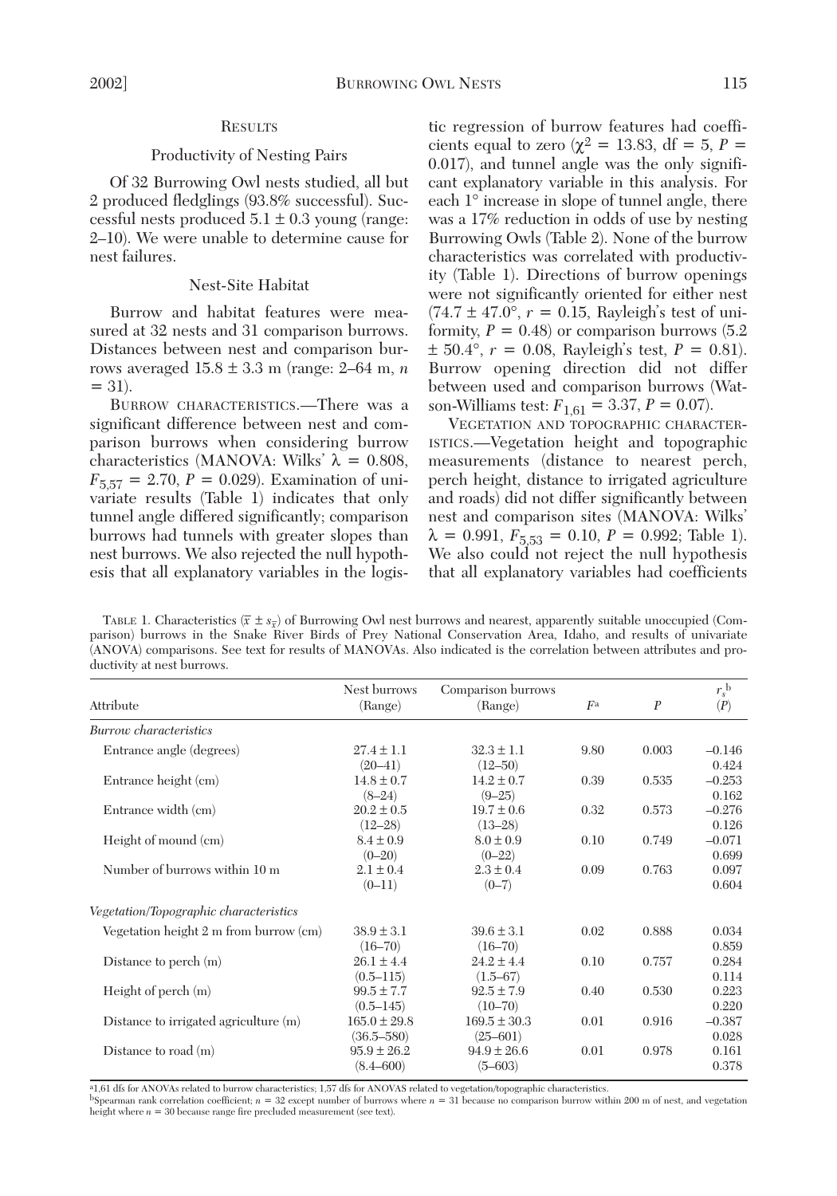## RESULTS

### Productivity of Nesting Pairs

Of 32 Burrowing Owl nests studied, all but 2 produced fledglings (93.8% successful). Successful nests produced $5.1 \pm 0.3$ young (range: 2–10). We were unable to determine cause for nest failures.

### Nest-Site Habitat

Burrow and habitat features were measured at 32 nests and 31 comparison burrows. Distances between nest and comparison burrows averaged $15.8 \pm 3.3$ m (range: 2–64 m, $n = 31$).

BURROW CHARACTERISTICS.—There was a significant difference between nest and comparison burrows when considering burrow characteristics (MANOVA: Wilks' $\lambda = 0.808$, $F_{5,57} = 2.70$, $P = 0.029$). Examination of univariate results (Table 1) indicates that only tunnel angle differed significantly; comparison burrows had tunnels with greater slopes than nest burrows. We also rejected the null hypothesis that all explanatory variables in the logistic regression of burrow features had coefficients equal to zero ($\chi^2 = 13.83$, df = 5, $P = 0.017$), and tunnel angle was the only significant explanatory variable in this analysis. For each 1° increase in slope of tunnel angle, there was a 17% reduction in odds of use by nesting Burrowing Owls (Table 2). None of the burrow characteristics was correlated with productivity (Table 1). Directions of burrow openings were not significantly oriented for either nest ($74.7 \pm 47.0°$, $r = 0.15$, Rayleigh's test of uniformity, $P = 0.48$) or comparison burrows ($5.2 \pm 50.4°$, $r = 0.08$, Rayleigh's test, $P = 0.81$). Burrow opening direction did not differ between used and comparison burrows (Watson-Williams test: $F_{1,61} = 3.37$, $P = 0.07$).

VEGETATION AND TOPOGRAPHIC CHARACTERISTICS.—Vegetation height and topographic measurements (distance to nearest perch, perch height, distance to irrigated agriculture and roads) did not differ significantly between nest and comparison sites (MANOVA: Wilks' $\lambda = 0.991$, $F_{5,53} = 0.10$, $P = 0.992$; Table 1). We also could not reject the null hypothesis that all explanatory variables had coefficients

TABLE 1. Characteristics ($\bar{x} \pm s_{\bar{x}}$) of Burrowing Owl nest burrows and nearest, apparently suitable unoccupied (Comparison) burrows in the Snake River Birds of Prey National Conservation Area, Idaho, and results of univariate (ANOVA) comparisons. See text for results of MANOVAs. Also indicated is the correlation between attributes and productivity at nest burrows.

| Attribute | Nest burrows (Range) | Comparison burrows (Range) | $F$[a] | $P$ | $r_s$[b] ($P$) |
|---|---|---|---|---|---|
| *Burrow characteristics* | | | | | |
| Entrance angle (degrees) | $27.4 \pm 1.1$ (20–41) | $32.3 \pm 1.1$ (12–50) | 9.80 | 0.003 | −0.146 (0.424) |
| Entrance height (cm) | $14.8 \pm 0.7$ (8–24) | $14.2 \pm 0.7$ (9–25) | 0.39 | 0.535 | −0.253 (0.162) |
| Entrance width (cm) | $20.2 \pm 0.5$ (12–28) | $19.7 \pm 0.6$ (13–28) | 0.32 | 0.573 | −0.276 (0.126) |
| Height of mound (cm) | $8.4 \pm 0.9$ (0–20) | $8.0 \pm 0.9$ (0–22) | 0.10 | 0.749 | −0.071 (0.699) |
| Number of burrows within 10 m | $2.1 \pm 0.4$ (0–11) | $2.3 \pm 0.4$ (0–7) | 0.09 | 0.763 | 0.097 (0.604) |
| *Vegetation/Topographic characteristics* | | | | | |
| Vegetation height 2 m from burrow (cm) | $38.9 \pm 3.1$ (16–70) | $39.6 \pm 3.1$ (16–70) | 0.02 | 0.888 | 0.034 (0.859) |
| Distance to perch (m) | $26.1 \pm 4.4$ (0.5–115) | $24.2 \pm 4.4$ (1.5–67) | 0.10 | 0.757 | 0.284 (0.114) |
| Height of perch (m) | $99.5 \pm 7.7$ (0.5–145) | $92.5 \pm 7.9$ (10–70) | 0.40 | 0.530 | 0.223 (0.220) |
| Distance to irrigated agriculture (m) | $165.0 \pm 29.8$ (36.5–580) | $169.5 \pm 30.3$ (25–601) | 0.01 | 0.916 | −0.387 (0.028) |
| Distance to road (m) | $95.9 \pm 26.2$ (8.4–600) | $94.9 \pm 26.6$ (5–603) | 0.01 | 0.978 | 0.161 (0.378) |

[a] 1,61 dfs for ANOVAs related to burrow characteristics; 1,57 dfs for ANOVAS related to vegetation/topographic characteristics.
[b] Spearman rank correlation coefficient; $n = 32$ except number of burrows where $n = 31$ because no comparison burrow within 200 m of nest, and vegetation height where $n = 30$ because range fire precluded measurement (see text).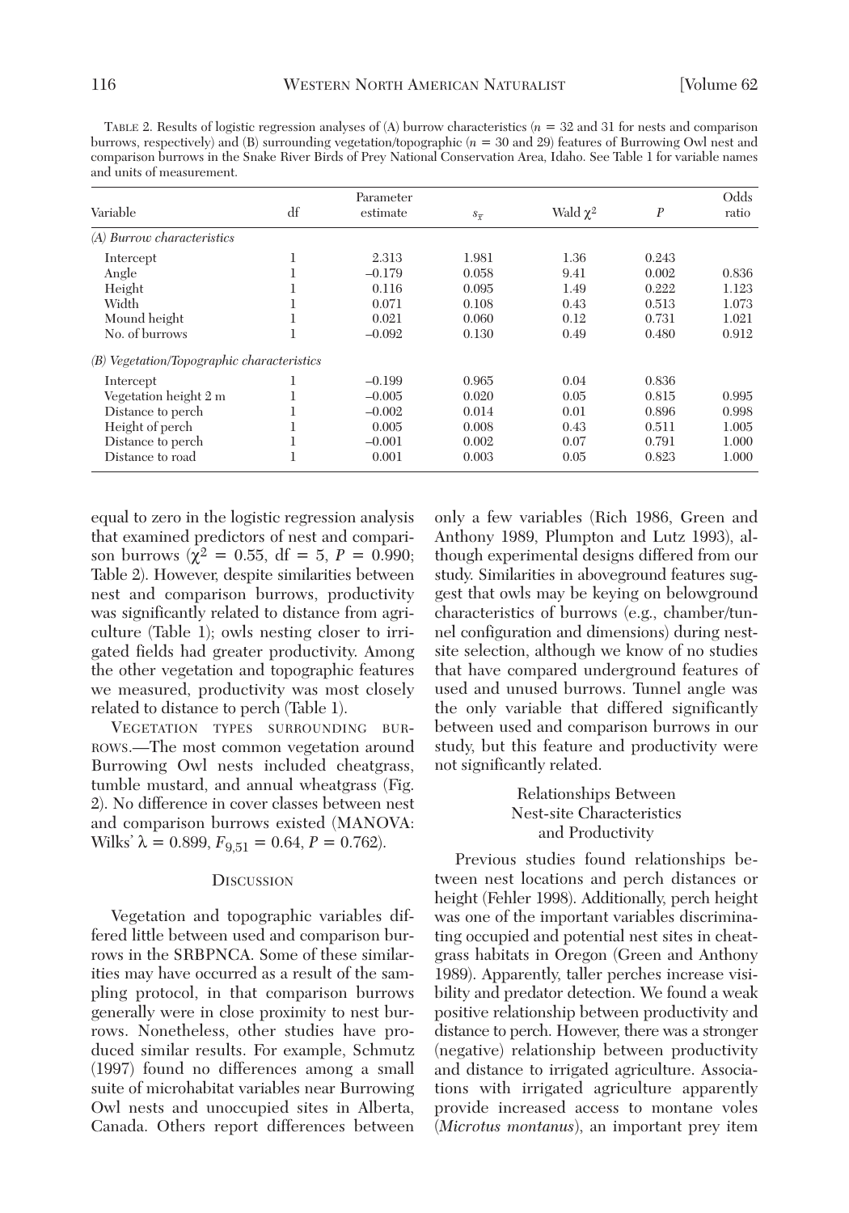TABLE 2. Results of logistic regression analyses of (A) burrow characteristics ($n$ = 32 and 31 for nests and comparison burrows, respectively) and (B) surrounding vegetation/topographic ($n$ = 30 and 29) features of Burrowing Owl nest and comparison burrows in the Snake River Birds of Prey National Conservation Area, Idaho. See Table 1 for variable names and units of measurement.

| Variable | df | Parameter estimate | $s_{\bar{x}}$ | Wald $\chi^2$ | $P$ | Odds ratio |
|---|---|---|---|---|---|---|
| *(A) Burrow characteristics* | | | | | | |
| Intercept | 1 | 2.313 | 1.981 | 1.36 | 0.243 | |
| Angle | 1 | –0.179 | 0.058 | 9.41 | 0.002 | 0.836 |
| Height | 1 | 0.116 | 0.095 | 1.49 | 0.222 | 1.123 |
| Width | 1 | 0.071 | 0.108 | 0.43 | 0.513 | 1.073 |
| Mound height | 1 | 0.021 | 0.060 | 0.12 | 0.731 | 1.021 |
| No. of burrows | 1 | –0.092 | 0.130 | 0.49 | 0.480 | 0.912 |
| *(B) Vegetation/Topographic characteristics* | | | | | | |
| Intercept | 1 | –0.199 | 0.965 | 0.04 | 0.836 | |
| Vegetation height 2 m | 1 | –0.005 | 0.020 | 0.05 | 0.815 | 0.995 |
| Distance to perch | 1 | –0.002 | 0.014 | 0.01 | 0.896 | 0.998 |
| Height of perch | 1 | 0.005 | 0.008 | 0.43 | 0.511 | 1.005 |
| Distance to perch | 1 | –0.001 | 0.002 | 0.07 | 0.791 | 1.000 |
| Distance to road | 1 | 0.001 | 0.003 | 0.05 | 0.823 | 1.000 |

equal to zero in the logistic regression analysis that examined predictors of nest and comparison burrows ($\chi^2$ = 0.55, df = 5, $P$ = 0.990; Table 2). However, despite similarities between nest and comparison burrows, productivity was significantly related to distance from agriculture (Table 1); owls nesting closer to irrigated fields had greater productivity. Among the other vegetation and topographic features we measured, productivity was most closely related to distance to perch (Table 1).

VEGETATION TYPES SURROUNDING BURROWS.—The most common vegetation around Burrowing Owl nests included cheatgrass, tumble mustard, and annual wheatgrass (Fig. 2). No difference in cover classes between nest and comparison burrows existed (MANOVA: Wilks' $\lambda$ = 0.899, $F_{9,51}$ = 0.64, $P$ = 0.762).

## DISCUSSION

Vegetation and topographic variables differed little between used and comparison burrows in the SRBPNCA. Some of these similarities may have occurred as a result of the sampling protocol, in that comparison burrows generally were in close proximity to nest burrows. Nonetheless, other studies have produced similar results. For example, Schmutz (1997) found no differences among a small suite of microhabitat variables near Burrowing Owl nests and unoccupied sites in Alberta, Canada. Others report differences between only a few variables (Rich 1986, Green and Anthony 1989, Plumpton and Lutz 1993), although experimental designs differed from our study. Similarities in aboveground features suggest that owls may be keying on belowground characteristics of burrows (e.g., chamber/tunnel configuration and dimensions) during nest-site selection, although we know of no studies that have compared underground features of used and unused burrows. Tunnel angle was the only variable that differed significantly between used and comparison burrows in our study, but this feature and productivity were not significantly related.

### Relationships Between Nest-site Characteristics and Productivity

Previous studies found relationships between nest locations and perch distances or height (Fehler 1998). Additionally, perch height was one of the important variables discriminating occupied and potential nest sites in cheatgrass habitats in Oregon (Green and Anthony 1989). Apparently, taller perches increase visibility and predator detection. We found a weak positive relationship between productivity and distance to perch. However, there was a stronger (negative) relationship between productivity and distance to irrigated agriculture. Associations with irrigated agriculture apparently provide increased access to montane voles (*Microtus montanus*), an important prey item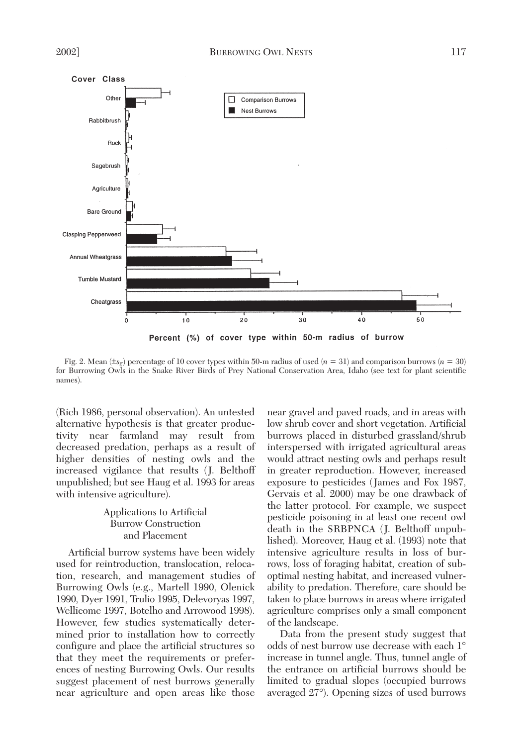Fig. 2. Mean ($\pm s_{\bar{x}}$) percentage of 10 cover types within 50-m radius of used ($n = 31$) and comparison burrows ($n = 30$) for Burrowing Owls in the Snake River Birds of Prey National Conservation Area, Idaho (see text for plant scientific names).

(Rich 1986, personal observation). An untested alternative hypothesis is that greater productivity near farmland may result from decreased predation, perhaps as a result of higher densities of nesting owls and the increased vigilance that results (J. Belthoff unpublished; but see Haug et al. 1993 for areas with intensive agriculture).

## Applications to Artificial Burrow Construction and Placement

Artificial burrow systems have been widely used for reintroduction, translocation, relocation, research, and management studies of Burrowing Owls (e.g., Martell 1990, Olenick 1990, Dyer 1991, Trulio 1995, Delevoryas 1997, Wellicome 1997, Botelho and Arrowood 1998). However, few studies systematically determined prior to installation how to correctly configure and place the artificial structures so that they meet the requirements or preferences of nesting Burrowing Owls. Our results suggest placement of nest burrows generally near agriculture and open areas like those near gravel and paved roads, and in areas with low shrub cover and short vegetation. Artificial burrows placed in disturbed grassland/shrub interspersed with irrigated agricultural areas would attract nesting owls and perhaps result in greater reproduction. However, increased exposure to pesticides (James and Fox 1987, Gervais et al. 2000) may be one drawback of the latter protocol. For example, we suspect pesticide poisoning in at least one recent owl death in the SRBPNCA (J. Belthoff unpublished). Moreover, Haug et al. (1993) note that intensive agriculture results in loss of burrows, loss of foraging habitat, creation of suboptimal nesting habitat, and increased vulnerability to predation. Therefore, care should be taken to place burrows in areas where irrigated agriculture comprises only a small component of the landscape.

Data from the present study suggest that odds of nest burrow use decrease with each 1° increase in tunnel angle. Thus, tunnel angle of the entrance on artificial burrows should be limited to gradual slopes (occupied burrows averaged 27°). Opening sizes of used burrows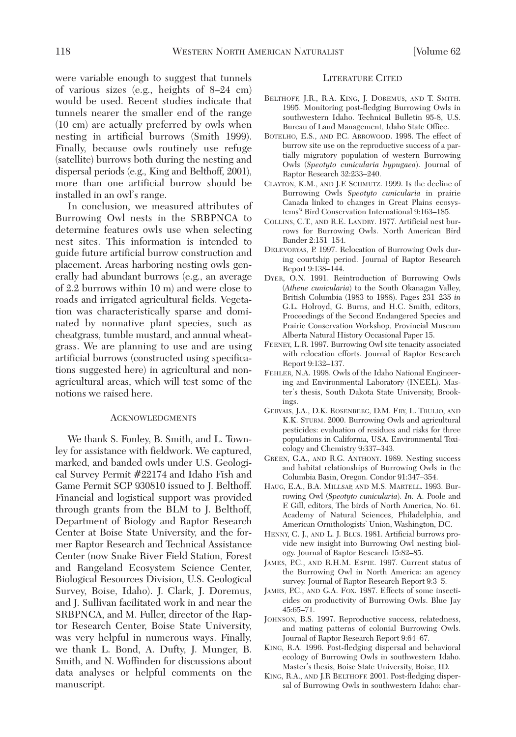were variable enough to suggest that tunnels of various sizes (e.g., heights of 8–24 cm) would be used. Recent studies indicate that tunnels nearer the smaller end of the range (10 cm) are actually preferred by owls when nesting in artificial burrows (Smith 1999). Finally, because owls routinely use refuge (satellite) burrows both during the nesting and dispersal periods (e.g., King and Belthoff, 2001), more than one artificial burrow should be installed in an owl's range.

In conclusion, we measured attributes of Burrowing Owl nests in the SRBPNCA to determine features owls use when selecting nest sites. This information is intended to guide future artificial burrow construction and placement. Areas harboring nesting owls generally had abundant burrows (e.g., an average of 2.2 burrows within 10 m) and were close to roads and irrigated agricultural fields. Vegetation was characteristically sparse and dominated by nonnative plant species, such as cheatgrass, tumble mustard, and annual wheatgrass. We are planning to use and are using artificial burrows (constructed using specifications suggested here) in agricultural and nonagricultural areas, which will test some of the notions we raised here.

## Acknowledgments

We thank S. Fonley, B. Smith, and L. Townley for assistance with fieldwork. We captured, marked, and banded owls under U.S. Geological Survey Permit #22174 and Idaho Fish and Game Permit SCP 930810 issued to J. Belthoff. Financial and logistical support was provided through grants from the BLM to J. Belthoff, Department of Biology and Raptor Research Center at Boise State University, and the former Raptor Research and Technical Assistance Center (now Snake River Field Station, Forest and Rangeland Ecosystem Science Center, Biological Resources Division, U.S. Geological Survey, Boise, Idaho). J. Clark, J. Doremus, and J. Sullivan facilitated work in and near the SRBPNCA, and M. Fuller, director of the Raptor Research Center, Boise State University, was very helpful in numerous ways. Finally, we thank L. Bond, A. Dufty, J. Munger, B. Smith, and N. Woffinden for discussions about data analyses or helpful comments on the manuscript.

## Literature Cited

Belthoff, J.R., R.A. King, J. Doremus, and T. Smith. 1995. Monitoring post-fledging Burrowing Owls in southwestern Idaho. Technical Bulletin 95-8, U.S. Bureau of Land Management, Idaho State Office.

Botelho, E.S., and P.C. Arrowood. 1998. The effect of burrow site use on the reproductive success of a partially migratory population of western Burrowing Owls (*Speotyto cunicularia hypugaea*). Journal of Raptor Research 32:233–240.

Clayton, K.M., and J.F. Schmutz. 1999. Is the decline of Burrowing Owls *Speotyto cunicularia* in prairie Canada linked to changes in Great Plains ecosystems? Bird Conservation International 9:163–185.

Collins, C.T., and R.E. Landry. 1977. Artificial nest burrows for Burrowing Owls. North American Bird Bander 2:151–154.

Delevoryas, P. 1997. Relocation of Burrowing Owls during courtship period. Journal of Raptor Research Report 9:138–144.

Dyer, O.N. 1991. Reintroduction of Burrowing Owls (*Athene cunicularia*) to the South Okanagan Valley, British Columbia (1983 to 1988). Pages 231–235 *in* G.L. Holroyd, G. Burns, and H.C. Smith, editors, Proceedings of the Second Endangered Species and Prairie Conservation Workshop, Provincial Museum Alberta Natural History Occasional Paper 15.

Feeney, L.R. 1997. Burrowing Owl site tenacity associated with relocation efforts. Journal of Raptor Research Report 9:132–137.

Fehler, N.A. 1998. Owls of the Idaho National Engineering and Environmental Laboratory (INEEL). Master's thesis, South Dakota State University, Brookings.

Gervais, J.A., D.K. Rosenberg, D.M. Fry, L. Trulio, and K.K. Sturm. 2000. Burrowing Owls and agricultural pesticides: evaluation of residues and risks for three populations in California, USA. Environmental Toxicology and Chemistry 9:337–343.

Green, G.A., and R.G. Anthony. 1989. Nesting success and habitat relationships of Burrowing Owls in the Columbia Basin, Oregon. Condor 91:347–354.

Haug, E.A., B.A. Millsap, and M.S. Martell. 1993. Burrowing Owl (*Speotyto cunicularia*). *In:* A. Poole and F. Gill, editors, The birds of North America, No. 61. Academy of Natural Sciences, Philadelphia, and American Ornithologists' Union, Washington, DC.

Henny, C. J., and L. J. Blus. 1981. Artificial burrows provide new insight into Burrowing Owl nesting biology. Journal of Raptor Research 15:82–85.

James, P.C., and R.H.M. Espie. 1997. Current status of the Burrowing Owl in North America: an agency survey. Journal of Raptor Research Report 9:3–5.

James, P.C., and G.A. Fox. 1987. Effects of some insecticides on productivity of Burrowing Owls. Blue Jay 45:65–71.

Johnson, B.S. 1997. Reproductive success, relatedness, and mating patterns of colonial Burrowing Owls. Journal of Raptor Research Report 9:64–67.

King, R.A. 1996. Post-fledging dispersal and behavioral ecology of Burrowing Owls in southwestern Idaho. Master's thesis, Boise State University, Boise, ID.

King, R.A., and J.R Belthoff 2001. Post-fledging dispersal of Burrowing Owls in southwestern Idaho: char-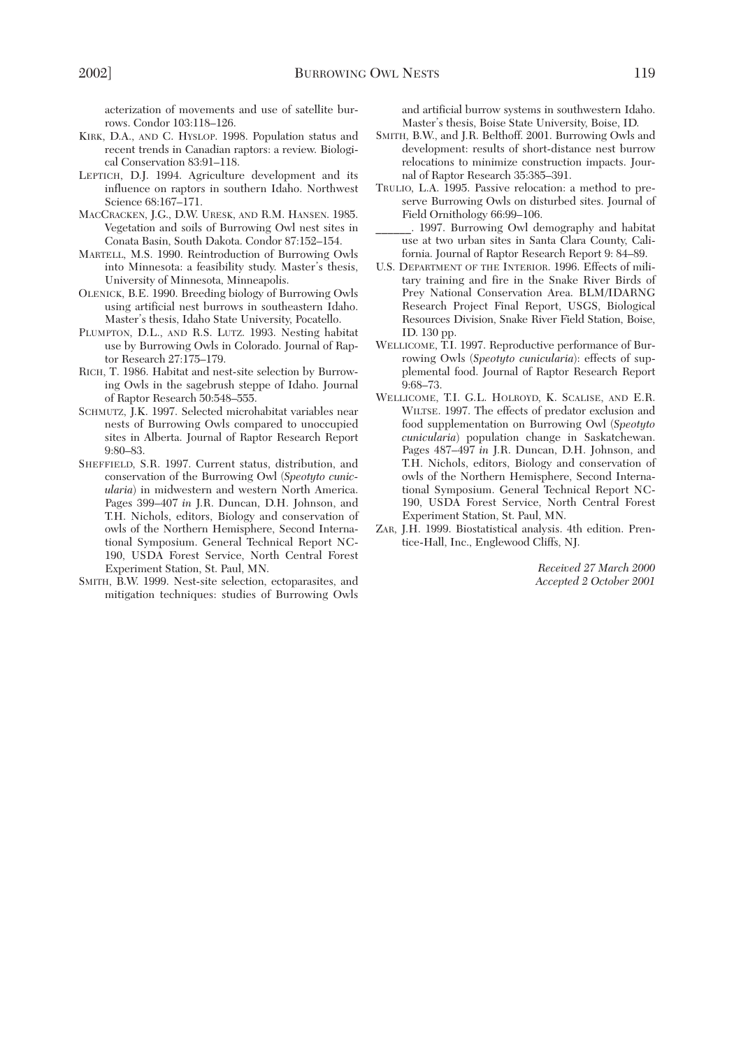acterization of movements and use of satellite burrows. Condor 103:118–126.

KIRK, D.A., AND C. HYSLOP. 1998. Population status and recent trends in Canadian raptors: a review. Biological Conservation 83:91–118.

LEPTICH, D.J. 1994. Agriculture development and its influence on raptors in southern Idaho. Northwest Science 68:167–171.

MACCRACKEN, J.G., D.W. URESK, AND R.M. HANSEN. 1985. Vegetation and soils of Burrowing Owl nest sites in Conata Basin, South Dakota. Condor 87:152–154.

MARTELL, M.S. 1990. Reintroduction of Burrowing Owls into Minnesota: a feasibility study. Master's thesis, University of Minnesota, Minneapolis.

OLENICK, B.E. 1990. Breeding biology of Burrowing Owls using artificial nest burrows in southeastern Idaho. Master's thesis, Idaho State University, Pocatello.

PLUMPTON, D.L., AND R.S. LUTZ. 1993. Nesting habitat use by Burrowing Owls in Colorado. Journal of Raptor Research 27:175–179.

RICH, T. 1986. Habitat and nest-site selection by Burrowing Owls in the sagebrush steppe of Idaho. Journal of Raptor Research 50:548–555.

SCHMUTZ, J.K. 1997. Selected microhabitat variables near nests of Burrowing Owls compared to unoccupied sites in Alberta. Journal of Raptor Research Report 9:80–83.

SHEFFIELD, S.R. 1997. Current status, distribution, and conservation of the Burrowing Owl (*Speotyto cunicularia*) in midwestern and western North America. Pages 399–407 *in* J.R. Duncan, D.H. Johnson, and T.H. Nichols, editors, Biology and conservation of owls of the Northern Hemisphere, Second International Symposium. General Technical Report NC-190, USDA Forest Service, North Central Forest Experiment Station, St. Paul, MN.

SMITH, B.W. 1999. Nest-site selection, ectoparasites, and mitigation techniques: studies of Burrowing Owls and artificial burrow systems in southwestern Idaho. Master's thesis, Boise State University, Boise, ID.

SMITH, B.W., and J.R. Belthoff. 2001. Burrowing Owls and development: results of short-distance nest burrow relocations to minimize construction impacts. Journal of Raptor Research 35:385–391.

TRULIO, L.A. 1995. Passive relocation: a method to preserve Burrowing Owls on disturbed sites. Journal of Field Ornithology 66:99–106.

______. 1997. Burrowing Owl demography and habitat use at two urban sites in Santa Clara County, California. Journal of Raptor Research Report 9: 84–89.

U.S. DEPARTMENT OF THE INTERIOR. 1996. Effects of military training and fire in the Snake River Birds of Prey National Conservation Area. BLM/IDARNG Research Project Final Report, USGS, Biological Resources Division, Snake River Field Station, Boise, ID. 130 pp.

WELLICOME, T.I. 1997. Reproductive performance of Burrowing Owls (*Speotyto cunicularia*): effects of supplemental food. Journal of Raptor Research Report 9:68–73.

WELLICOME, T.I. G.L. HOLROYD, K. SCALISE, AND E.R. WILTSE. 1997. The effects of predator exclusion and food supplementation on Burrowing Owl (*Speotyto cunicularia*) population change in Saskatchewan. Pages 487–497 *in* J.R. Duncan, D.H. Johnson, and T.H. Nichols, editors, Biology and conservation of owls of the Northern Hemisphere, Second International Symposium. General Technical Report NC-190, USDA Forest Service, North Central Forest Experiment Station, St. Paul, MN.

ZAR, J.H. 1999. Biostatistical analysis. 4th edition. Prentice-Hall, Inc., Englewood Cliffs, NJ.

*Received 27 March 2000*
*Accepted 2 October 2001*